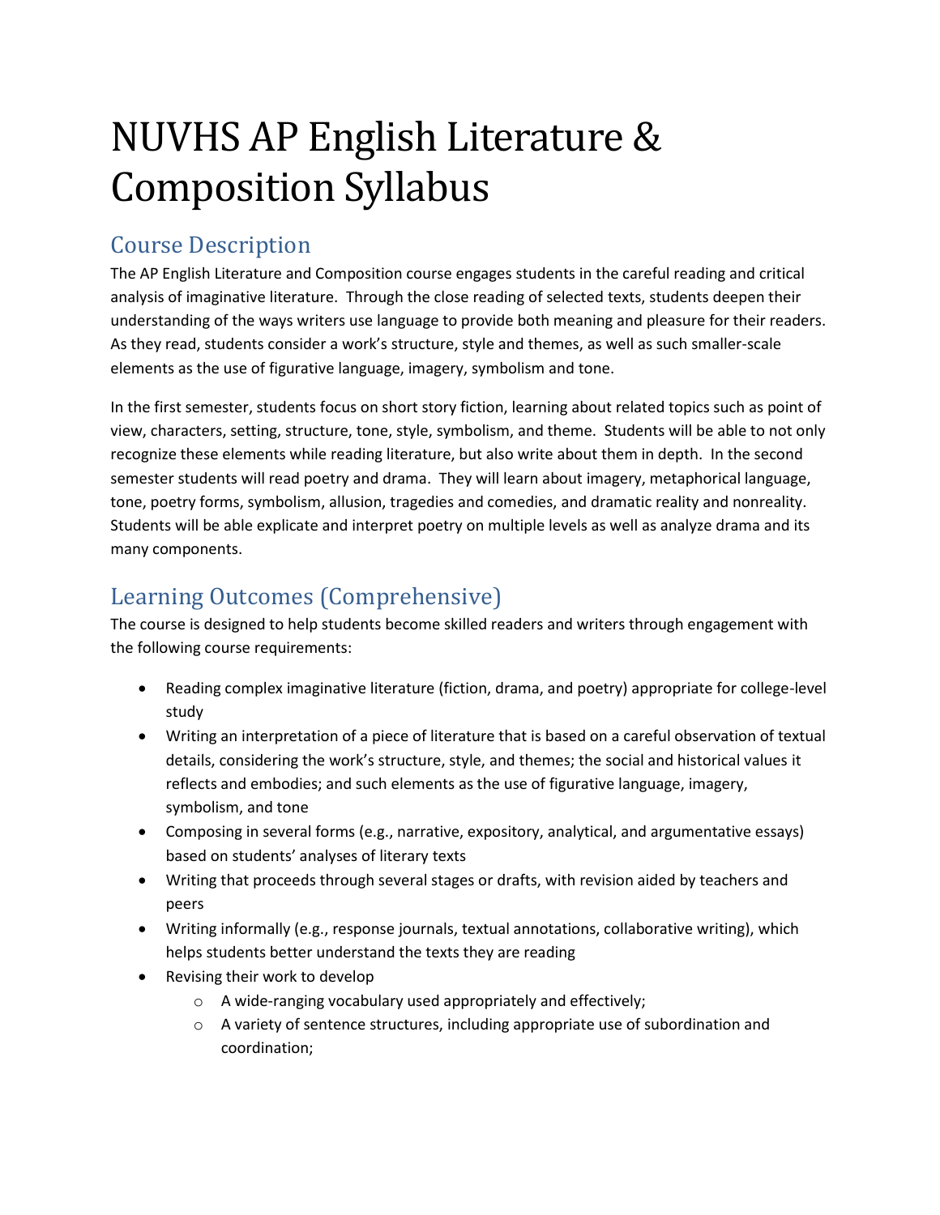# NUVHS AP English Literature & Composition Syllabus

## Course Description

The AP English Literature and Composition course engages students in the careful reading and critical analysis of imaginative literature. Through the close reading of selected texts, students deepen their understanding of the ways writers use language to provide both meaning and pleasure for their readers. As they read, students consider a work's structure, style and themes, as well as such smaller-scale elements as the use of figurative language, imagery, symbolism and tone.

In the first semester, students focus on short story fiction, learning about related topics such as point of view, characters, setting, structure, tone, style, symbolism, and theme. Students will be able to not only recognize these elements while reading literature, but also write about them in depth. In the second semester students will read poetry and drama. They will learn about imagery, metaphorical language, tone, poetry forms, symbolism, allusion, tragedies and comedies, and dramatic reality and nonreality. Students will be able explicate and interpret poetry on multiple levels as well as analyze drama and its many components.

## Learning Outcomes (Comprehensive)

The course is designed to help students become skilled readers and writers through engagement with the following course requirements:

- Reading complex imaginative literature (fiction, drama, and poetry) appropriate for college-level study
- Writing an interpretation of a piece of literature that is based on a careful observation of textual details, considering the work's structure, style, and themes; the social and historical values it reflects and embodies; and such elements as the use of figurative language, imagery, symbolism, and tone
- Composing in several forms (e.g., narrative, expository, analytical, and argumentative essays) based on students' analyses of literary texts
- Writing that proceeds through several stages or drafts, with revision aided by teachers and peers
- Writing informally (e.g., response journals, textual annotations, collaborative writing), which helps students better understand the texts they are reading
- Revising their work to develop
  - A wide-ranging vocabulary used appropriately and effectively;
  - A variety of sentence structures, including appropriate use of subordination and coordination;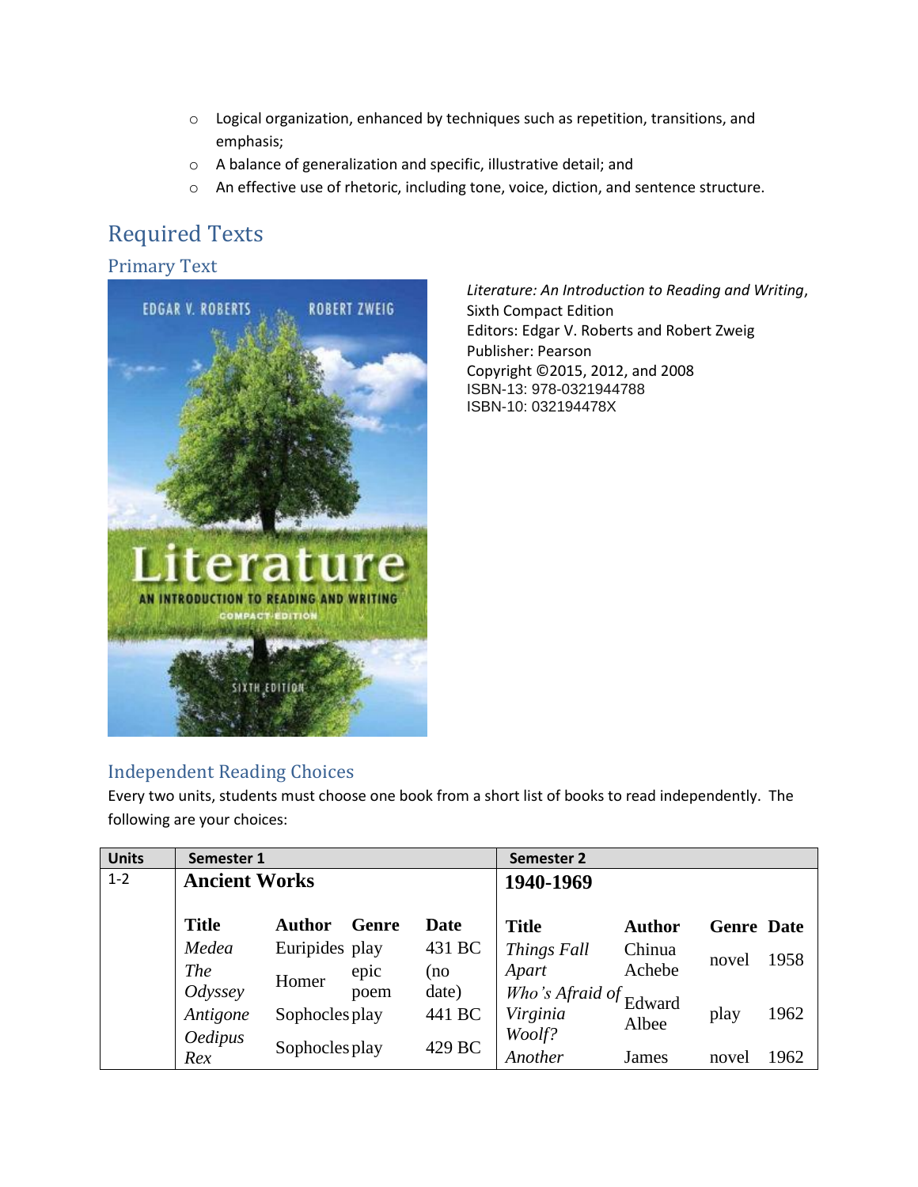- Logical organization, enhanced by techniques such as repetition, transitions, and emphasis;
- A balance of generalization and specific, illustrative detail; and
- An effective use of rhetoric, including tone, voice, diction, and sentence structure.

# Required Texts

## Primary Text

*Literature: An Introduction to Reading and Writing*, Sixth Compact Edition
Editors: Edgar V. Roberts and Robert Zweig
Publisher: Pearson
Copyright ©2015, 2012, and 2008
ISBN-13: 978-0321944788
ISBN-10: 032194478X

## Independent Reading Choices

Every two units, students must choose one book from a short list of books to read independently. The following are your choices:

| Units | Semester 1 | | | | Semester 2 | | | |
|---|---|---|---|---|---|---|---|---|
| 1-2 | **Ancient Works** | | | | **1940-1969** | | | |
| | **Title** | **Author** | **Genre** | **Date** | **Title** | **Author** | **Genre** | **Date** |
| | *Medea* | Euripides | play | 431 BC | *Things Fall Apart* | Chinua Achebe | novel | 1958 |
| | *The Odyssey* | Homer | epic poem | (no date) | *Who's Afraid of Virginia Woolf?* | Edward Albee | play | 1962 |
| | *Antigone* | Sophocles | play | 441 BC | | | | |
| | *Oedipus Rex* | Sophocles | play | 429 BC | *Another* | James | novel | 1962 |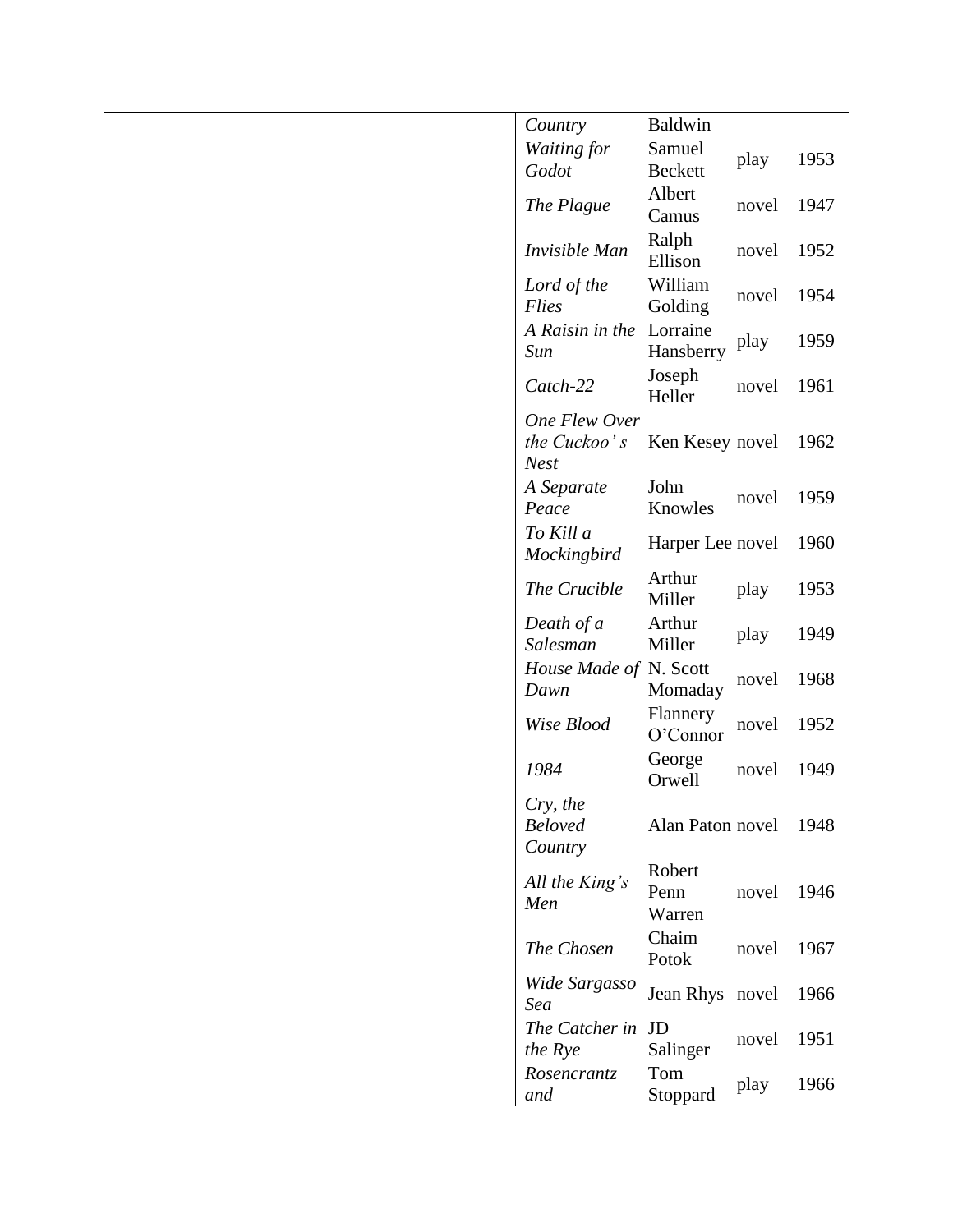| | | | | | |
|---|---|---|---|---|---|
| | | *Country* | Baldwin | | |
| | | *Waiting for Godot* | Samuel Beckett | play | 1953 |
| | | *The Plague* | Albert Camus | novel | 1947 |
| | | *Invisible Man* | Ralph Ellison | novel | 1952 |
| | | *Lord of the Flies* | William Golding | novel | 1954 |
| | | *A Raisin in the Sun* | Lorraine Hansberry | play | 1959 |
| | | *Catch-22* | Joseph Heller | novel | 1961 |
| | | *One Flew Over the Cuckoo' s Nest* | Ken Kesey | novel | 1962 |
| | | *A Separate Peace* | John Knowles | novel | 1959 |
| | | *To Kill a Mockingbird* | Harper Lee | novel | 1960 |
| | | *The Crucible* | Arthur Miller | play | 1953 |
| | | *Death of a Salesman* | Arthur Miller | play | 1949 |
| | | *House Made of Dawn* | N. Scott Momaday | novel | 1968 |
| | | *Wise Blood* | Flannery O'Connor | novel | 1952 |
| | | *1984* | George Orwell | novel | 1949 |
| | | *Cry, the Beloved Country* | Alan Paton | novel | 1948 |
| | | *All the King's Men* | Robert Penn Warren | novel | 1946 |
| | | *The Chosen* | Chaim Potok | novel | 1967 |
| | | *Wide Sargasso Sea* | Jean Rhys | novel | 1966 |
| | | *The Catcher in the Rye* | JD Salinger | novel | 1951 |
| | | *Rosencrantz and* | Tom Stoppard | play | 1966 |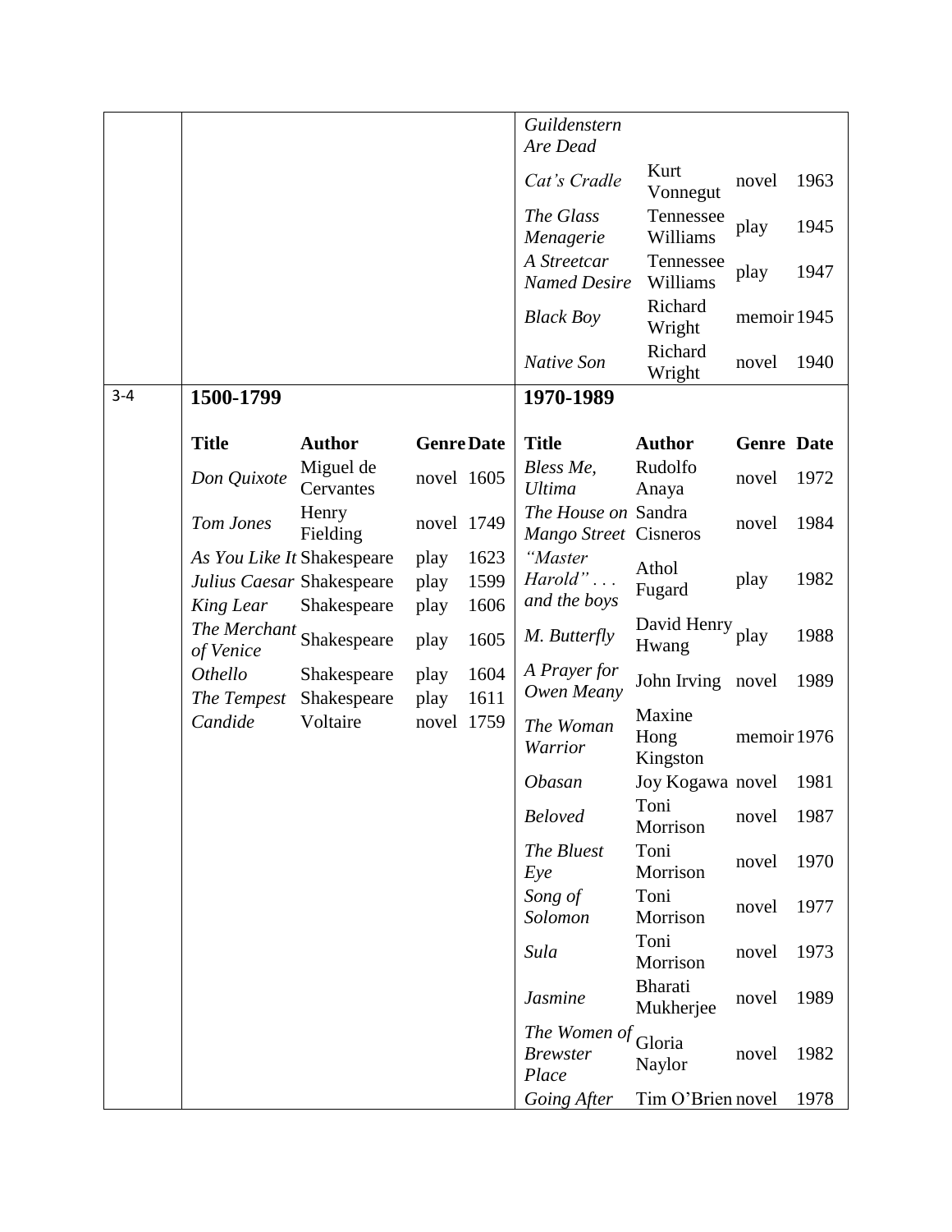| | | | | | | | | |
|---|---|---|---|---|---|---|---|---|
| | | | | | *Guildenstern Are Dead* | | | |
| | | | | | *Cat's Cradle* | Kurt Vonnegut | novel | 1963 |
| | | | | | *The Glass Menagerie* | Tennessee Williams | play | 1945 |
| | | | | | *A Streetcar Named Desire* | Tennessee Williams | play | 1947 |
| | | | | | *Black Boy* | Richard Wright | memoir | 1945 |
| | | | | | *Native Son* | Richard Wright | novel | 1940 |
| 3-4 | **1500-1799** | | | | **1970-1989** | | | |
| | **Title** | **Author** | **Genre** | **Date** | **Title** | **Author** | **Genre** | **Date** |
| | *Don Quixote* | Miguel de Cervantes | novel | 1605 | *Bless Me, Ultima* | Rudolfo Anaya | novel | 1972 |
| | *Tom Jones* | Henry Fielding | novel | 1749 | *The House on Mango Street* | Sandra Cisneros | novel | 1984 |
| | *As You Like It* | Shakespeare | play | 1623 | *"Master Harold" . . . and the boys* | Athol Fugard | play | 1982 |
| | *Julius Caesar* | Shakespeare | play | 1599 | | | | |
| | *King Lear* | Shakespeare | play | 1606 | | | | |
| | *The Merchant of Venice* | Shakespeare | play | 1605 | *M. Butterfly* | David Henry Hwang | play | 1988 |
| | *Othello* | Shakespeare | play | 1604 | *A Prayer for Owen Meany* | John Irving | novel | 1989 |
| | *The Tempest* | Shakespeare | play | 1611 | | | | |
| | *Candide* | Voltaire | novel | 1759 | *The Woman Warrior* | Maxine Hong Kingston | memoir | 1976 |
| | | | | | *Obasan* | Joy Kogawa | novel | 1981 |
| | | | | | *Beloved* | Toni Morrison | novel | 1987 |
| | | | | | *The Bluest Eye* | Toni Morrison | novel | 1970 |
| | | | | | *Song of Solomon* | Toni Morrison | novel | 1977 |
| | | | | | *Sula* | Toni Morrison | novel | 1973 |
| | | | | | *Jasmine* | Bharati Mukherjee | novel | 1989 |
| | | | | | *The Women of Brewster Place* | Gloria Naylor | novel | 1982 |
| | | | | | *Going After* | Tim O'Brien | novel | 1978 |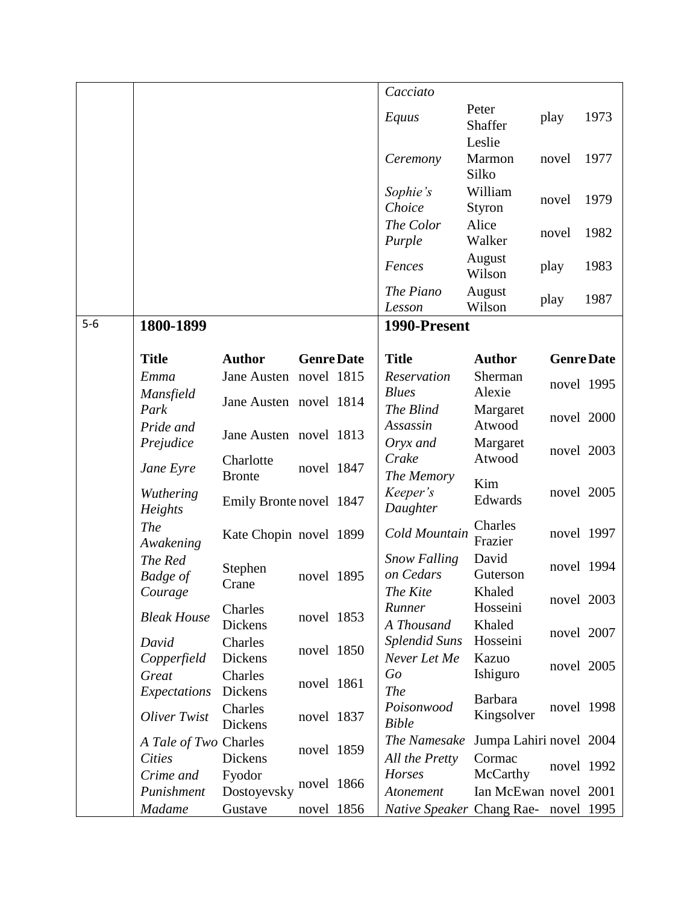| | | | | | | | | |
|---|---|---|---|---|---|---|---|---|
| | | | | | *Cacciato* | | | |
| | | | | | *Equus* | Peter Shaffer | play | 1973 |
| | | | | | *Ceremony* | Leslie Marmon Silko | novel | 1977 |
| | | | | | *Sophie's Choice* | William Styron | novel | 1979 |
| | | | | | *The Color Purple* | Alice Walker | novel | 1982 |
| | | | | | *Fences* | August Wilson | play | 1983 |
| | | | | | *The Piano Lesson* | August Wilson | play | 1987 |
| 5-6 | **1800-1899** | | | | **1990-Present** | | | |
| | **Title** | **Author** | **Genre** | **Date** | **Title** | **Author** | **Genre** | **Date** |
| | *Emma* | Jane Austen | novel | 1815 | *Reservation Blues* | Sherman Alexie | novel | 1995 |
| | *Mansfield Park* | Jane Austen | novel | 1814 | *The Blind Assassin* | Margaret Atwood | novel | 2000 |
| | *Pride and Prejudice* | Jane Austen | novel | 1813 | *Oryx and Crake* | Margaret Atwood | novel | 2003 |
| | *Jane Eyre* | Charlotte Bronte | novel | 1847 | *The Memory Keeper's Daughter* | Kim Edwards | novel | 2005 |
| | *Wuthering Heights* | Emily Bronte | novel | 1847 | *Cold Mountain* | Charles Frazier | novel | 1997 |
| | *The Awakening* | Kate Chopin | novel | 1899 | *Snow Falling on Cedars* | David Guterson | novel | 1994 |
| | *The Red Badge of Courage* | Stephen Crane | novel | 1895 | *The Kite Runner* | Khaled Hosseini | novel | 2003 |
| | *Bleak House* | Charles Dickens | novel | 1853 | *A Thousand Splendid Suns* | Khaled Hosseini | novel | 2007 |
| | *David Copperfield* | Charles Dickens | novel | 1850 | *Never Let Me Go* | Kazuo Ishiguro | novel | 2005 |
| | *Great Expectations* | Charles Dickens | novel | 1861 | *The Poisonwood Bible* | Barbara Kingsolver | novel | 1998 |
| | *Oliver Twist* | Charles Dickens | novel | 1837 | *The Namesake* | Jumpa Lahiri | novel | 2004 |
| | *A Tale of Two Cities* | Charles Dickens | novel | 1859 | *All the Pretty Horses* | Cormac McCarthy | novel | 1992 |
| | *Crime and Punishment* | Fyodor Dostoyevsky | novel | 1866 | *Atonement* | Ian McEwan | novel | 2001 |
| | *Madame* | Gustave | novel | 1856 | *Native Speaker* | Chang Rae- | novel | 1995 |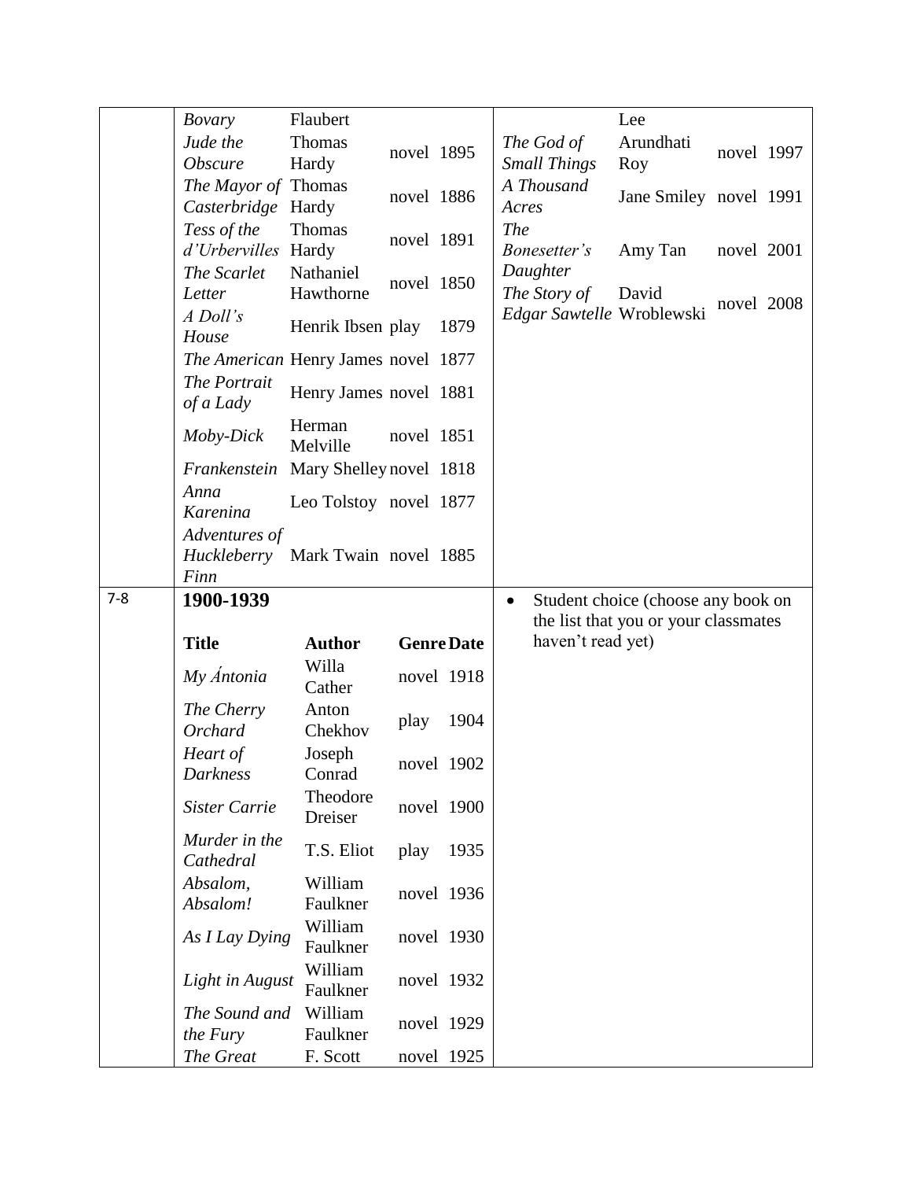| | | | | | | | | |
|---|---|---|---|---|---|---|---|---|
| | *Bovary* | Flaubert | | | | Lee | | |
| | *Jude the Obscure* | Thomas Hardy | novel | 1895 | *The God of Small Things* | Arundhati Roy | novel | 1997 |
| | *The Mayor of Casterbridge* | Thomas Hardy | novel | 1886 | *A Thousand Acres* | Jane Smiley | novel | 1991 |
| | *Tess of the d'Urbervilles* | Thomas Hardy | novel | 1891 | *The Bonesetter's Daughter* | Amy Tan | novel | 2001 |
| | *The Scarlet Letter* | Nathaniel Hawthorne | novel | 1850 | *The Story of Edgar Sawtelle* | David Wroblewski | novel | 2008 |
| | *A Doll's House* | Henrik Ibsen | play | 1879 | | | | |
| | *The American* | Henry James | novel | 1877 | | | | |
| | *The Portrait of a Lady* | Henry James | novel | 1881 | | | | |
| | *Moby-Dick* | Herman Melville | novel | 1851 | | | | |
| | *Frankenstein* | Mary Shelley | novel | 1818 | | | | |
| | *Anna Karenina* | Leo Tolstoy | novel | 1877 | | | | |
| | *Adventures of Huckleberry Finn* | Mark Twain | novel | 1885 | | | | |
| 7-8 | **1900-1939** | | | | • Student choice (choose any book on the list that you or your classmates haven't read yet) | | | |
| | **Title** | **Author** | **Genre** | **Date** | | | | |
| | *My Ántonia* | Willa Cather | novel | 1918 | | | | |
| | *The Cherry Orchard* | Anton Chekhov | play | 1904 | | | | |
| | *Heart of Darkness* | Joseph Conrad | novel | 1902 | | | | |
| | *Sister Carrie* | Theodore Dreiser | novel | 1900 | | | | |
| | *Murder in the Cathedral* | T.S. Eliot | play | 1935 | | | | |
| | *Absalom, Absalom!* | William Faulkner | novel | 1936 | | | | |
| | *As I Lay Dying* | William Faulkner | novel | 1930 | | | | |
| | *Light in August* | William Faulkner | novel | 1932 | | | | |
| | *The Sound and the Fury* | William Faulkner | novel | 1929 | | | | |
| | *The Great* | F. Scott | novel | 1925 | | | | |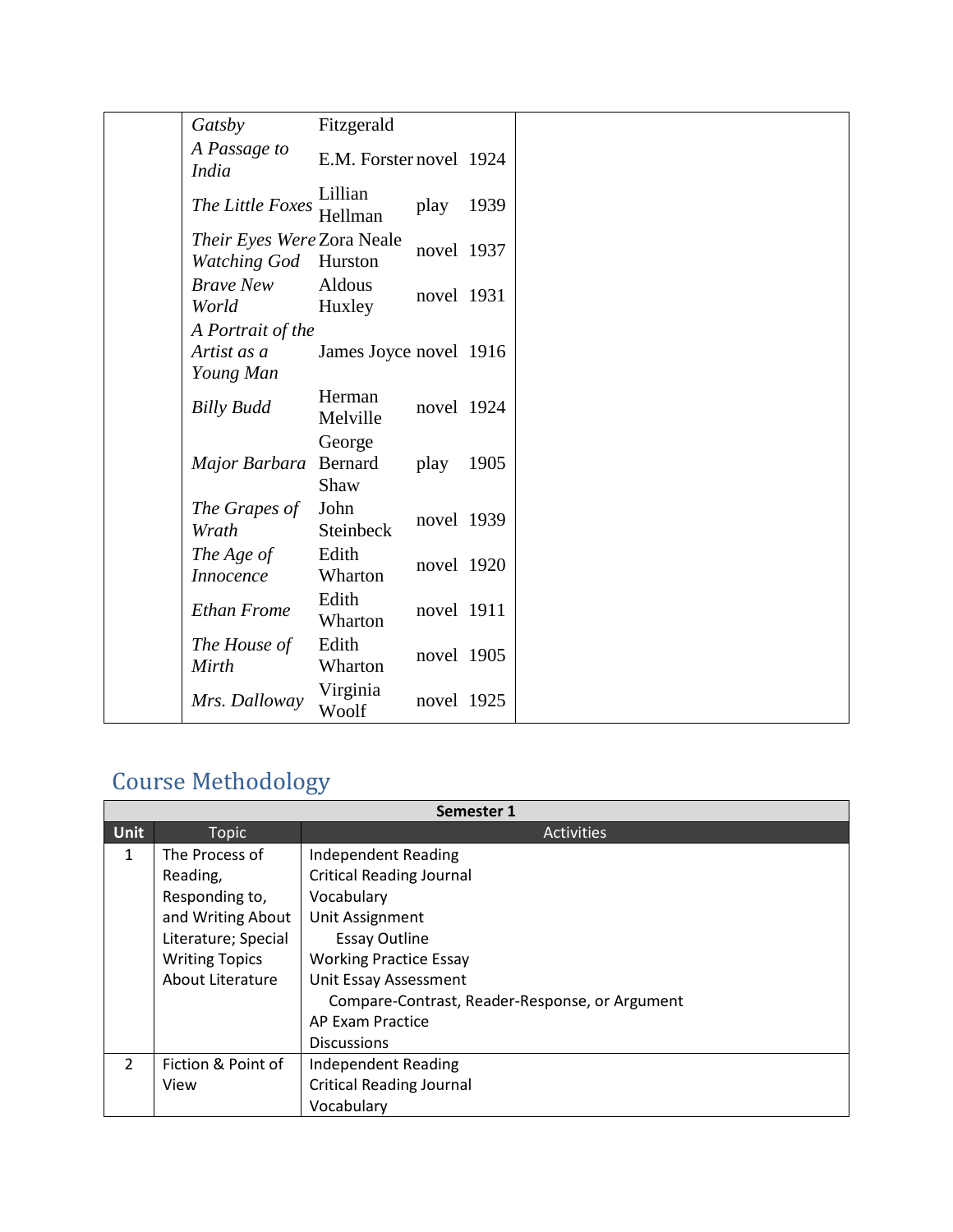| | | | | | |
|---|---|---|---|---|---|
| | *Gatsby* | Fitzgerald | | | |
| | *A Passage to India* | E.M. Forster | novel | 1924 | |
| | *The Little Foxes* | Lillian Hellman | play | 1939 | |
| | *Their Eyes Were Watching God* | Zora Neale Hurston | novel | 1937 | |
| | *Brave New World* | Aldous Huxley | novel | 1931 | |
| | *A Portrait of the Artist as a Young Man* | James Joyce | novel | 1916 | |
| | *Billy Budd* | Herman Melville | novel | 1924 | |
| | *Major Barbara* | George Bernard Shaw | play | 1905 | |
| | *The Grapes of Wrath* | John Steinbeck | novel | 1939 | |
| | *The Age of Innocence* | Edith Wharton | novel | 1920 | |
| | *Ethan Frome* | Edith Wharton | novel | 1911 | |
| | *The House of Mirth* | Edith Wharton | novel | 1905 | |
| | *Mrs. Dalloway* | Virginia Woolf | novel | 1925 | |

## Course Methodology

| Semester 1 | | |
|---|---|---|
| **Unit** | **Topic** | **Activities** |
| 1 | The Process of Reading, Responding to, and Writing About Literature; Special Writing Topics About Literature | Independent Reading<br>Critical Reading Journal<br>Vocabulary<br>Unit Assignment<br>&nbsp;&nbsp;&nbsp;&nbsp;Essay Outline<br>Working Practice Essay<br>Unit Essay Assessment<br>&nbsp;&nbsp;&nbsp;&nbsp;Compare-Contrast, Reader-Response, or Argument<br>AP Exam Practice<br>Discussions |
| 2 | Fiction & Point of View | Independent Reading<br>Critical Reading Journal<br>Vocabulary |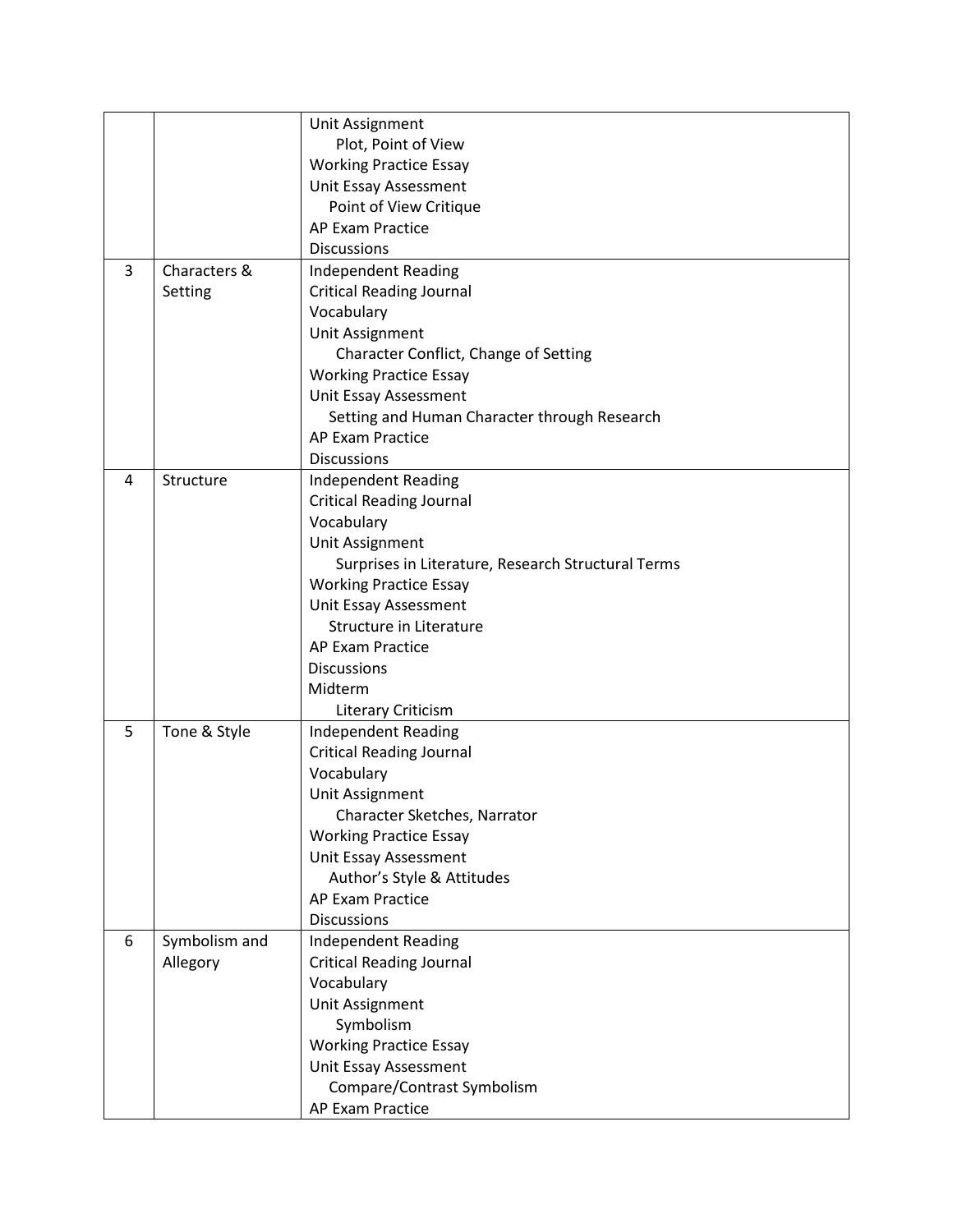|  |  |  |
| --- | --- | --- |
|  |  | Unit Assignment<br>Plot, Point of View<br>Working Practice Essay<br>Unit Essay Assessment<br>Point of View Critique<br>AP Exam Practice<br>Discussions |
| 3 | Characters & Setting | Independent Reading<br>Critical Reading Journal<br>Vocabulary<br>Unit Assignment<br>Character Conflict, Change of Setting<br>Working Practice Essay<br>Unit Essay Assessment<br>Setting and Human Character through Research<br>AP Exam Practice<br>Discussions |
| 4 | Structure | Independent Reading<br>Critical Reading Journal<br>Vocabulary<br>Unit Assignment<br>Surprises in Literature, Research Structural Terms<br>Working Practice Essay<br>Unit Essay Assessment<br>Structure in Literature<br>AP Exam Practice<br>Discussions<br>Midterm<br>Literary Criticism |
| 5 | Tone & Style | Independent Reading<br>Critical Reading Journal<br>Vocabulary<br>Unit Assignment<br>Character Sketches, Narrator<br>Working Practice Essay<br>Unit Essay Assessment<br>Author's Style & Attitudes<br>AP Exam Practice<br>Discussions |
| 6 | Symbolism and Allegory | Independent Reading<br>Critical Reading Journal<br>Vocabulary<br>Unit Assignment<br>Symbolism<br>Working Practice Essay<br>Unit Essay Assessment<br>Compare/Contrast Symbolism<br>AP Exam Practice |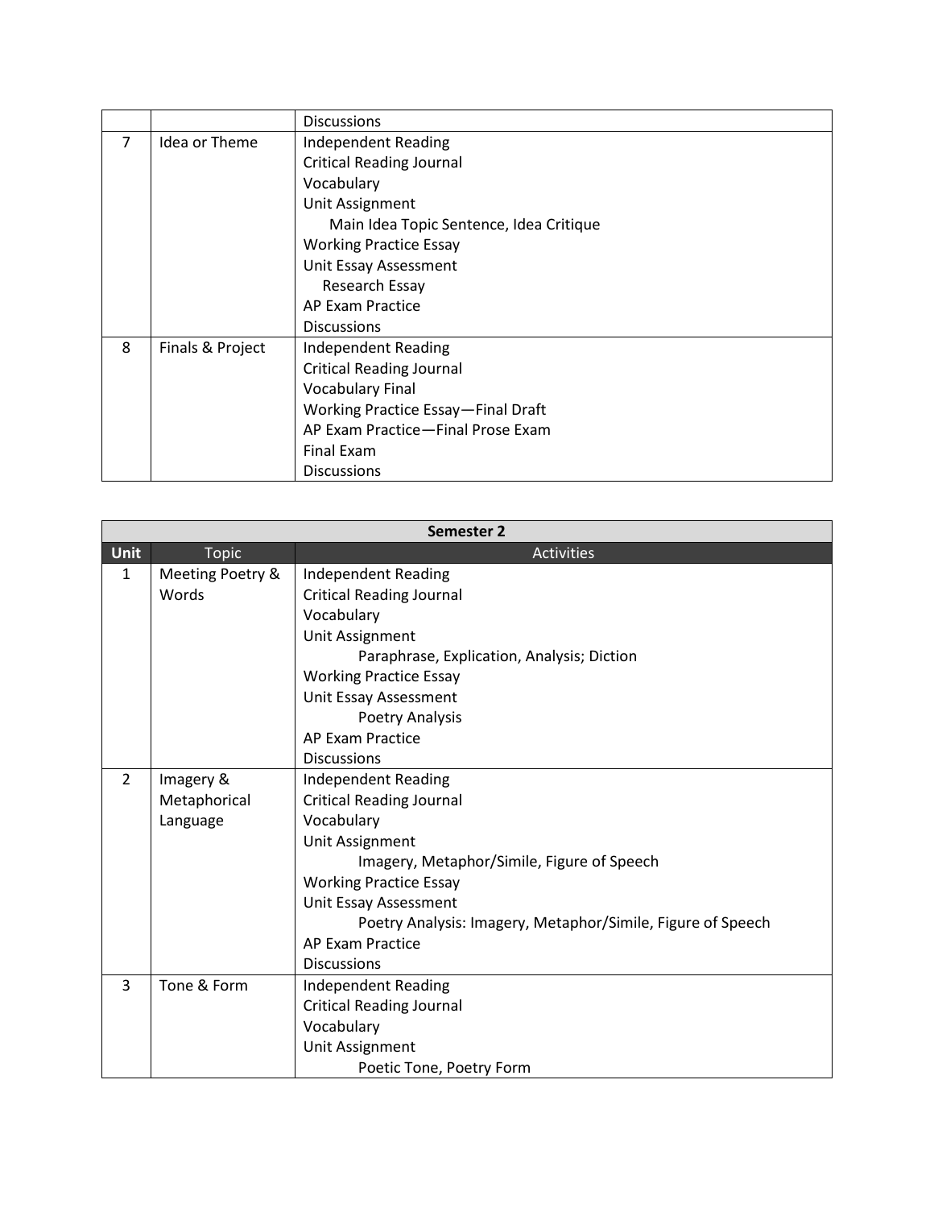| | | |
|---|---|---|
| | | Discussions |
| 7 | Idea or Theme | Independent Reading<br>Critical Reading Journal<br>Vocabulary<br>Unit Assignment<br>&nbsp;&nbsp;&nbsp;&nbsp;Main Idea Topic Sentence, Idea Critique<br>Working Practice Essay<br>Unit Essay Assessment<br>&nbsp;&nbsp;&nbsp;&nbsp;Research Essay<br>AP Exam Practice<br>Discussions |
| 8 | Finals & Project | Independent Reading<br>Critical Reading Journal<br>Vocabulary Final<br>Working Practice Essay—Final Draft<br>AP Exam Practice—Final Prose Exam<br>Final Exam<br>Discussions |

| Semester 2 | | |
|---|---|---|
| **Unit** | **Topic** | **Activities** |
| 1 | Meeting Poetry & Words | Independent Reading<br>Critical Reading Journal<br>Vocabulary<br>Unit Assignment<br>&nbsp;&nbsp;&nbsp;&nbsp;Paraphrase, Explication, Analysis; Diction<br>Working Practice Essay<br>Unit Essay Assessment<br>&nbsp;&nbsp;&nbsp;&nbsp;Poetry Analysis<br>AP Exam Practice<br>Discussions |
| 2 | Imagery & Metaphorical Language | Independent Reading<br>Critical Reading Journal<br>Vocabulary<br>Unit Assignment<br>&nbsp;&nbsp;&nbsp;&nbsp;Imagery, Metaphor/Simile, Figure of Speech<br>Working Practice Essay<br>Unit Essay Assessment<br>&nbsp;&nbsp;&nbsp;&nbsp;Poetry Analysis: Imagery, Metaphor/Simile, Figure of Speech<br>AP Exam Practice<br>Discussions |
| 3 | Tone & Form | Independent Reading<br>Critical Reading Journal<br>Vocabulary<br>Unit Assignment<br>&nbsp;&nbsp;&nbsp;&nbsp;Poetic Tone, Poetry Form |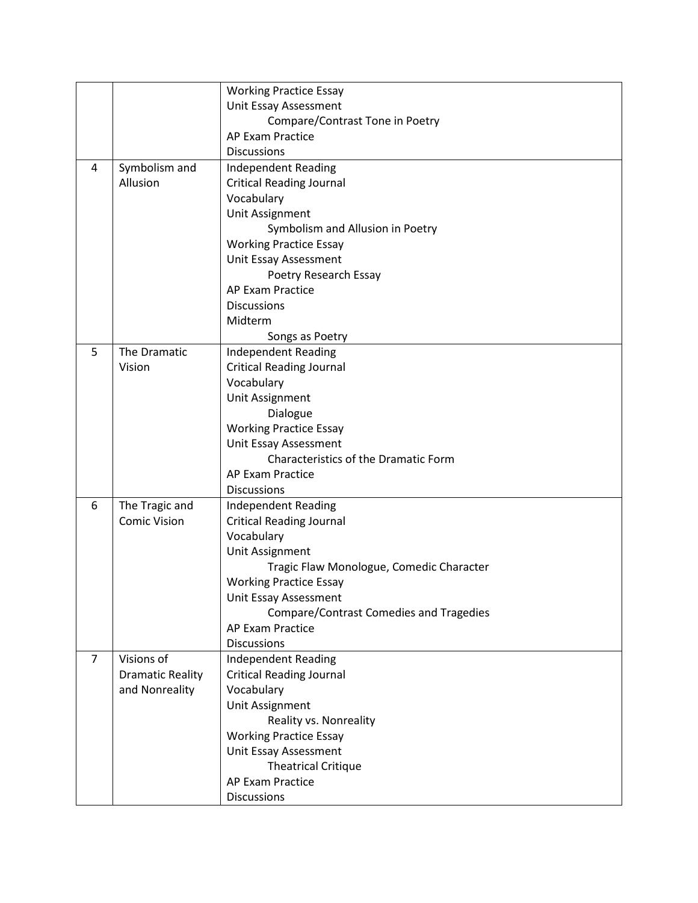| | | |
|---|---|---|
| | | Working Practice Essay<br>Unit Essay Assessment<br>&nbsp;&nbsp;&nbsp;&nbsp;Compare/Contrast Tone in Poetry<br>AP Exam Practice<br>Discussions |
| 4 | Symbolism and Allusion | Independent Reading<br>Critical Reading Journal<br>Vocabulary<br>Unit Assignment<br>&nbsp;&nbsp;&nbsp;&nbsp;Symbolism and Allusion in Poetry<br>Working Practice Essay<br>Unit Essay Assessment<br>&nbsp;&nbsp;&nbsp;&nbsp;Poetry Research Essay<br>AP Exam Practice<br>Discussions<br>Midterm<br>&nbsp;&nbsp;&nbsp;&nbsp;Songs as Poetry |
| 5 | The Dramatic Vision | Independent Reading<br>Critical Reading Journal<br>Vocabulary<br>Unit Assignment<br>&nbsp;&nbsp;&nbsp;&nbsp;Dialogue<br>Working Practice Essay<br>Unit Essay Assessment<br>&nbsp;&nbsp;&nbsp;&nbsp;Characteristics of the Dramatic Form<br>AP Exam Practice<br>Discussions |
| 6 | The Tragic and Comic Vision | Independent Reading<br>Critical Reading Journal<br>Vocabulary<br>Unit Assignment<br>&nbsp;&nbsp;&nbsp;&nbsp;Tragic Flaw Monologue, Comedic Character<br>Working Practice Essay<br>Unit Essay Assessment<br>&nbsp;&nbsp;&nbsp;&nbsp;Compare/Contrast Comedies and Tragedies<br>AP Exam Practice<br>Discussions |
| 7 | Visions of Dramatic Reality and Nonreality | Independent Reading<br>Critical Reading Journal<br>Vocabulary<br>Unit Assignment<br>&nbsp;&nbsp;&nbsp;&nbsp;Reality vs. Nonreality<br>Working Practice Essay<br>Unit Essay Assessment<br>&nbsp;&nbsp;&nbsp;&nbsp;Theatrical Critique<br>AP Exam Practice<br>Discussions |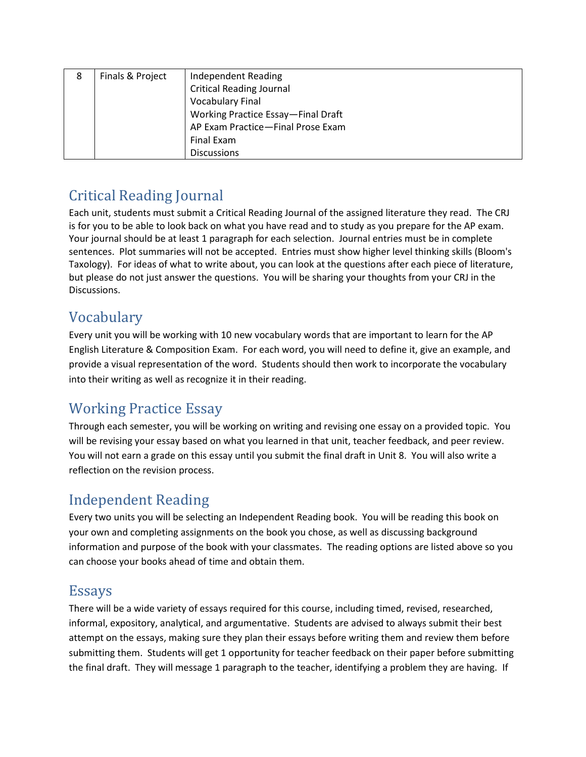| 8 | Finals & Project | Independent Reading<br>Critical Reading Journal<br>Vocabulary Final<br>Working Practice Essay—Final Draft<br>AP Exam Practice—Final Prose Exam<br>Final Exam<br>Discussions |
|---|---|---|

## Critical Reading Journal

Each unit, students must submit a Critical Reading Journal of the assigned literature they read. The CRJ is for you to be able to look back on what you have read and to study as you prepare for the AP exam. Your journal should be at least 1 paragraph for each selection. Journal entries must be in complete sentences. Plot summaries will not be accepted. Entries must show higher level thinking skills (Bloom's Taxology). For ideas of what to write about, you can look at the questions after each piece of literature, but please do not just answer the questions. You will be sharing your thoughts from your CRJ in the Discussions.

## Vocabulary

Every unit you will be working with 10 new vocabulary words that are important to learn for the AP English Literature & Composition Exam. For each word, you will need to define it, give an example, and provide a visual representation of the word. Students should then work to incorporate the vocabulary into their writing as well as recognize it in their reading.

## Working Practice Essay

Through each semester, you will be working on writing and revising one essay on a provided topic. You will be revising your essay based on what you learned in that unit, teacher feedback, and peer review. You will not earn a grade on this essay until you submit the final draft in Unit 8. You will also write a reflection on the revision process.

## Independent Reading

Every two units you will be selecting an Independent Reading book. You will be reading this book on your own and completing assignments on the book you chose, as well as discussing background information and purpose of the book with your classmates. The reading options are listed above so you can choose your books ahead of time and obtain them.

## Essays

There will be a wide variety of essays required for this course, including timed, revised, researched, informal, expository, analytical, and argumentative. Students are advised to always submit their best attempt on the essays, making sure they plan their essays before writing them and review them before submitting them. Students will get 1 opportunity for teacher feedback on their paper before submitting the final draft. They will message 1 paragraph to the teacher, identifying a problem they are having. If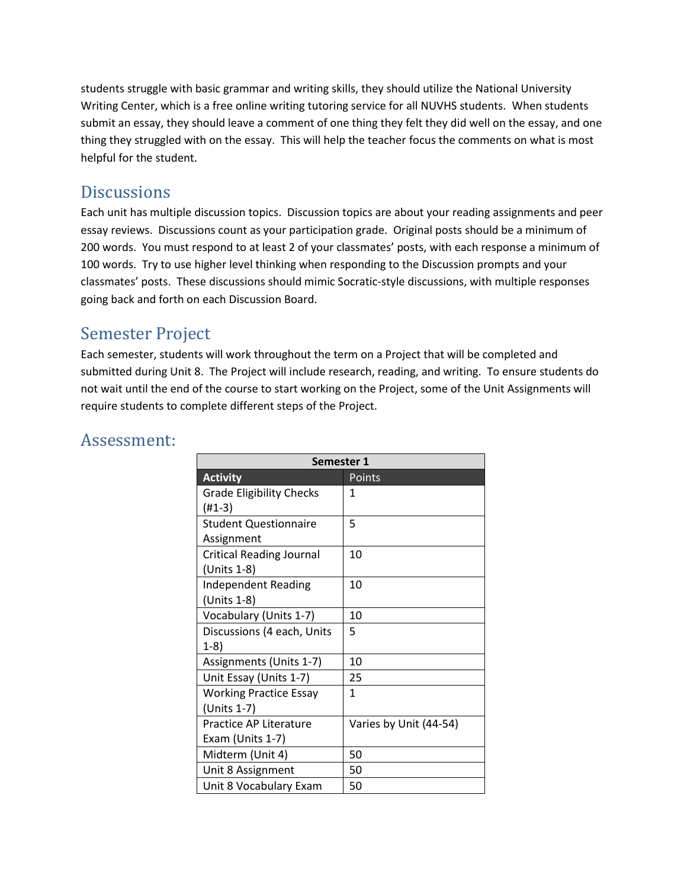students struggle with basic grammar and writing skills, they should utilize the National University Writing Center, which is a free online writing tutoring service for all NUVHS students. When students submit an essay, they should leave a comment of one thing they felt they did well on the essay, and one thing they struggled with on the essay. This will help the teacher focus the comments on what is most helpful for the student.

## Discussions

Each unit has multiple discussion topics. Discussion topics are about your reading assignments and peer essay reviews. Discussions count as your participation grade. Original posts should be a minimum of 200 words. You must respond to at least 2 of your classmates' posts, with each response a minimum of 100 words. Try to use higher level thinking when responding to the Discussion prompts and your classmates' posts. These discussions should mimic Socratic-style discussions, with multiple responses going back and forth on each Discussion Board.

## Semester Project

Each semester, students will work throughout the term on a Project that will be completed and submitted during Unit 8. The Project will include research, reading, and writing. To ensure students do not wait until the end of the course to start working on the Project, some of the Unit Assignments will require students to complete different steps of the Project.

# Assessment:

| Semester 1 | |
|---|---|
| **Activity** | Points |
| Grade Eligibility Checks (#1-3) | 1 |
| Student Questionnaire Assignment | 5 |
| Critical Reading Journal (Units 1-8) | 10 |
| Independent Reading (Units 1-8) | 10 |
| Vocabulary (Units 1-7) | 10 |
| Discussions (4 each, Units 1-8) | 5 |
| Assignments (Units 1-7) | 10 |
| Unit Essay (Units 1-7) | 25 |
| Working Practice Essay (Units 1-7) | 1 |
| Practice AP Literature Exam (Units 1-7) | Varies by Unit (44-54) |
| Midterm (Unit 4) | 50 |
| Unit 8 Assignment | 50 |
| Unit 8 Vocabulary Exam | 50 |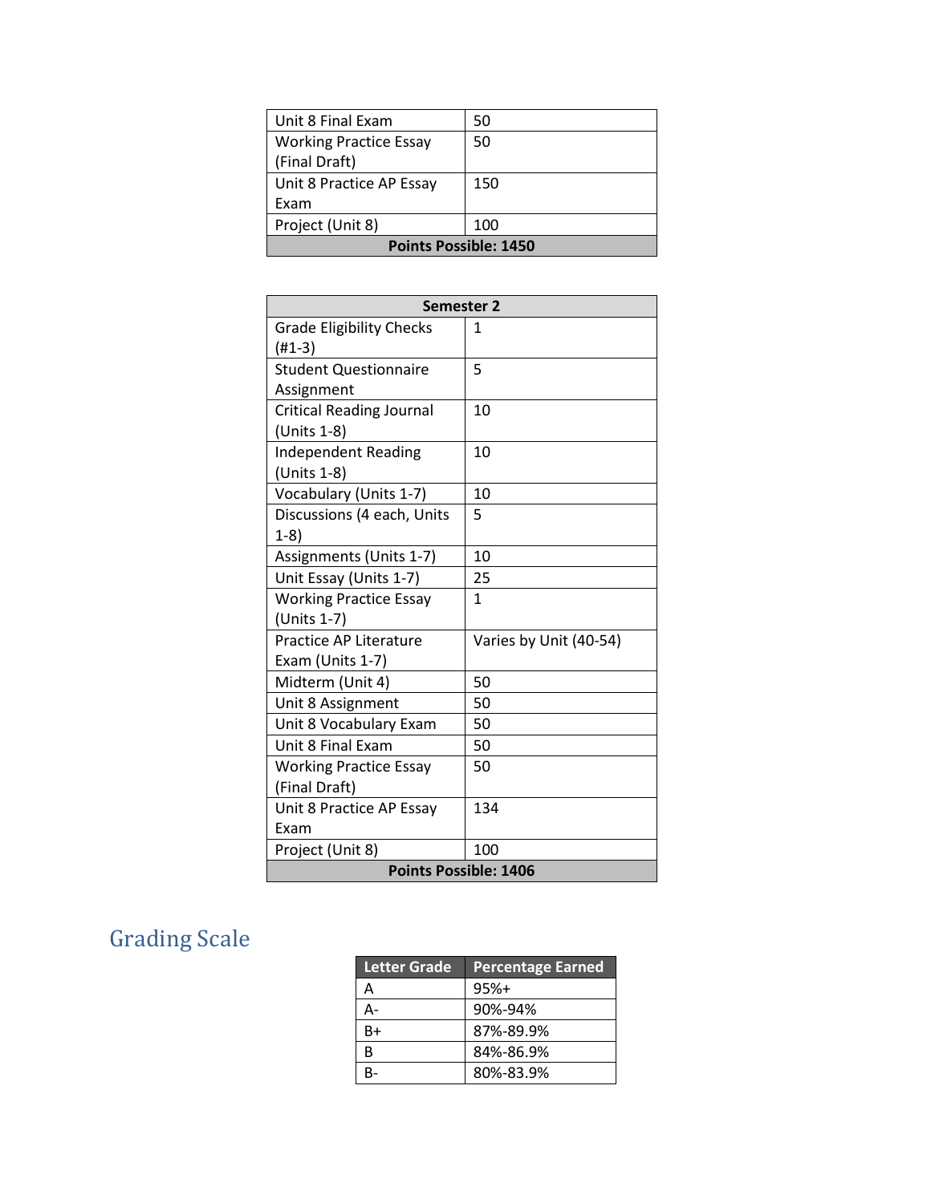| | |
|---|---|
| Unit 8 Final Exam | 50 |
| Working Practice Essay (Final Draft) | 50 |
| Unit 8 Practice AP Essay Exam | 150 |
| Project (Unit 8) | 100 |
| **Points Possible: 1450** | |

| **Semester 2** | |
|---|---|
| Grade Eligibility Checks (#1-3) | 1 |
| Student Questionnaire Assignment | 5 |
| Critical Reading Journal (Units 1-8) | 10 |
| Independent Reading (Units 1-8) | 10 |
| Vocabulary (Units 1-7) | 10 |
| Discussions (4 each, Units 1-8) | 5 |
| Assignments (Units 1-7) | 10 |
| Unit Essay (Units 1-7) | 25 |
| Working Practice Essay (Units 1-7) | 1 |
| Practice AP Literature Exam (Units 1-7) | Varies by Unit (40-54) |
| Midterm (Unit 4) | 50 |
| Unit 8 Assignment | 50 |
| Unit 8 Vocabulary Exam | 50 |
| Unit 8 Final Exam | 50 |
| Working Practice Essay (Final Draft) | 50 |
| Unit 8 Practice AP Essay Exam | 134 |
| Project (Unit 8) | 100 |
| **Points Possible: 1406** | |

## Grading Scale

| Letter Grade | Percentage Earned |
|---|---|
| A | 95%+ |
| A- | 90%-94% |
| B+ | 87%-89.9% |
| B | 84%-86.9% |
| B- | 80%-83.9% |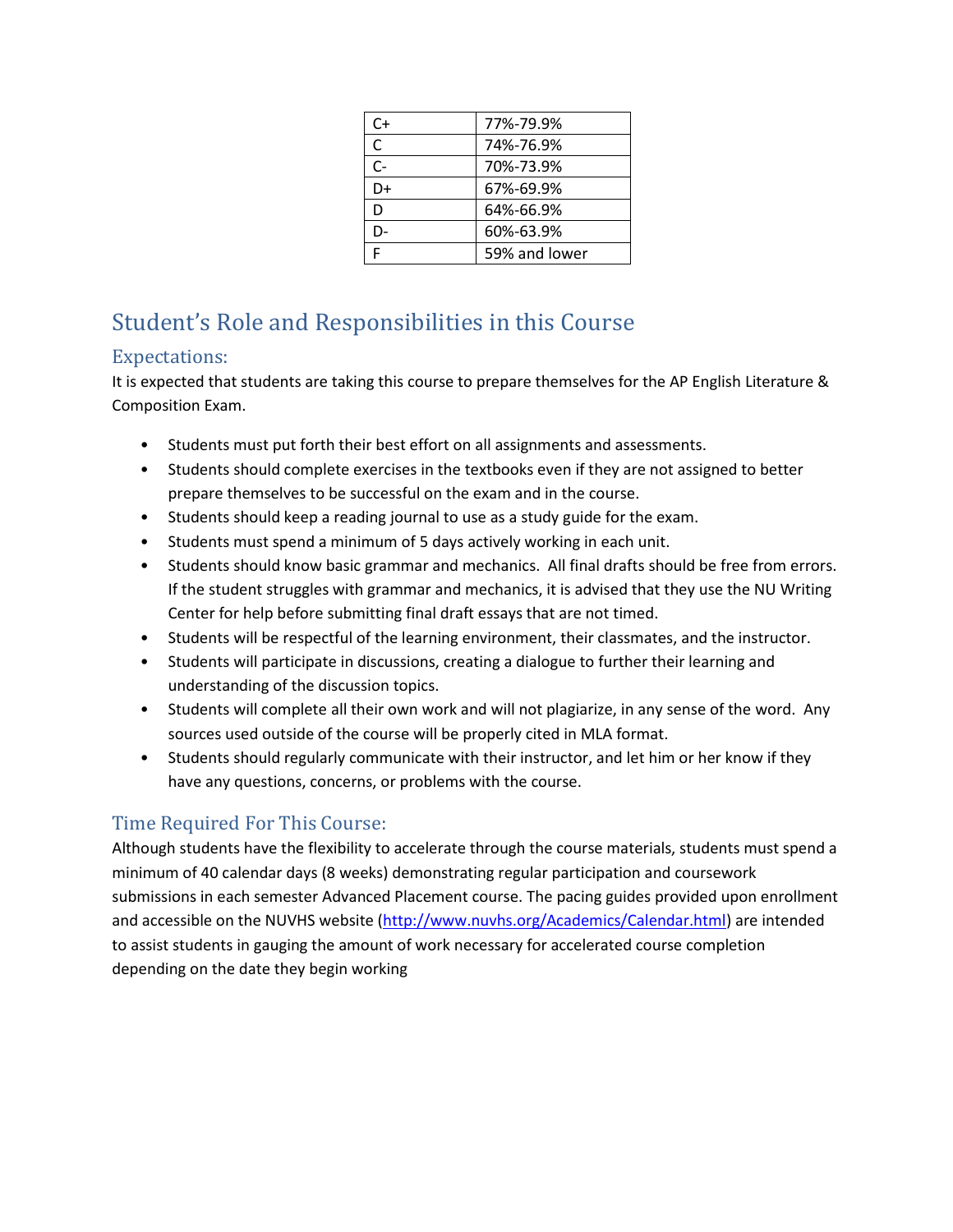| | |
|---|---|
| C+ | 77%-79.9% |
| C | 74%-76.9% |
| C- | 70%-73.9% |
| D+ | 67%-69.9% |
| D | 64%-66.9% |
| D- | 60%-63.9% |
| F | 59% and lower |

## Student's Role and Responsibilities in this Course

### Expectations:

It is expected that students are taking this course to prepare themselves for the AP English Literature & Composition Exam.

- Students must put forth their best effort on all assignments and assessments.
- Students should complete exercises in the textbooks even if they are not assigned to better prepare themselves to be successful on the exam and in the course.
- Students should keep a reading journal to use as a study guide for the exam.
- Students must spend a minimum of 5 days actively working in each unit.
- Students should know basic grammar and mechanics. All final drafts should be free from errors. If the student struggles with grammar and mechanics, it is advised that they use the NU Writing Center for help before submitting final draft essays that are not timed.
- Students will be respectful of the learning environment, their classmates, and the instructor.
- Students will participate in discussions, creating a dialogue to further their learning and understanding of the discussion topics.
- Students will complete all their own work and will not plagiarize, in any sense of the word. Any sources used outside of the course will be properly cited in MLA format.
- Students should regularly communicate with their instructor, and let him or her know if they have any questions, concerns, or problems with the course.

### Time Required For This Course:

Although students have the flexibility to accelerate through the course materials, students must spend a minimum of 40 calendar days (8 weeks) demonstrating regular participation and coursework submissions in each semester Advanced Placement course. The pacing guides provided upon enrollment and accessible on the NUVHS website (http://www.nuvhs.org/Academics/Calendar.html) are intended to assist students in gauging the amount of work necessary for accelerated course completion depending on the date they begin working